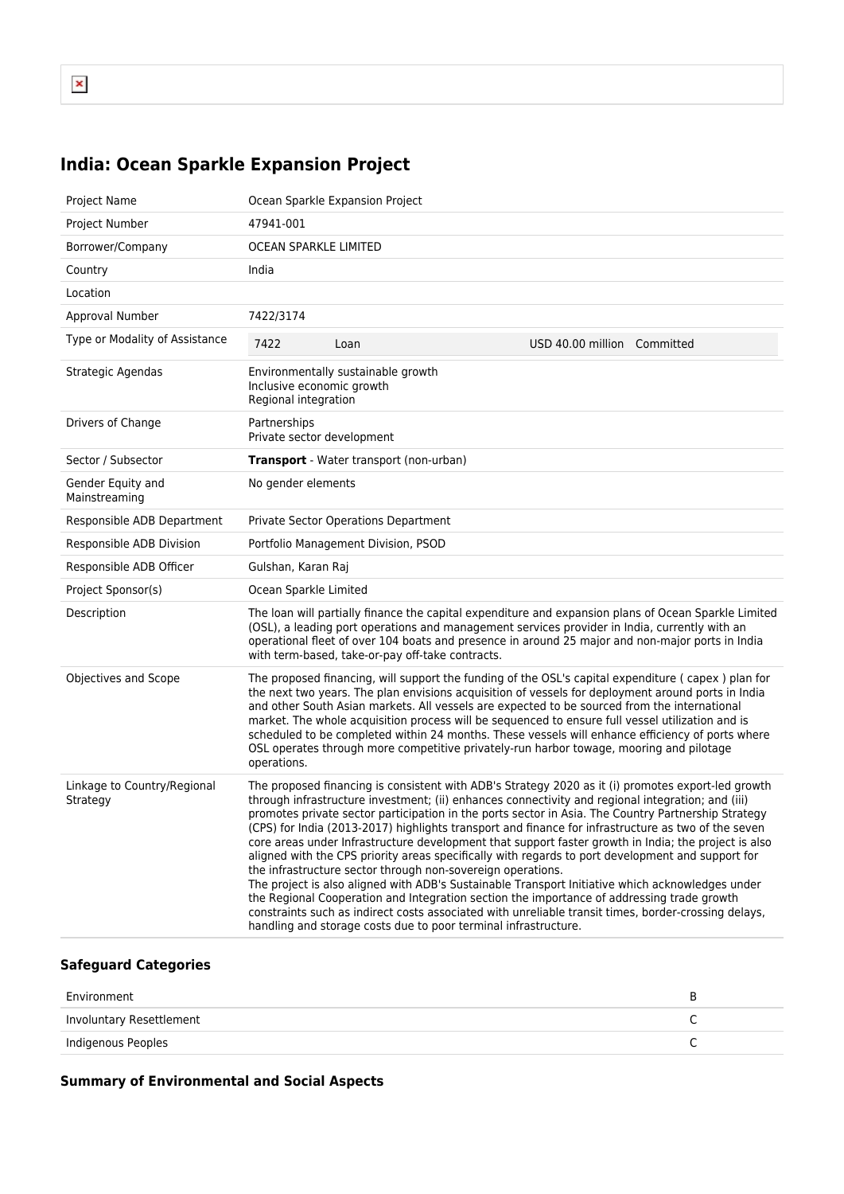# India: Ocean Sparkle Expansion Project

| | |
|---|---|
| Project Name | Ocean Sparkle Expansion Project |
| Project Number | 47941-001 |
| Borrower/Company | OCEAN SPARKLE LIMITED |
| Country | India |
| Location | |
| Approval Number | 7422/3174 |
| Type or Modality of Assistance | 7422 Loan USD 40.00 million Committed |
| Strategic Agendas | Environmentally sustainable growth<br>Inclusive economic growth<br>Regional integration |
| Drivers of Change | Partnerships<br>Private sector development |
| Sector / Subsector | **Transport** - Water transport (non-urban) |
| Gender Equity and Mainstreaming | No gender elements |
| Responsible ADB Department | Private Sector Operations Department |
| Responsible ADB Division | Portfolio Management Division, PSOD |
| Responsible ADB Officer | Gulshan, Karan Raj |
| Project Sponsor(s) | Ocean Sparkle Limited |
| Description | The loan will partially finance the capital expenditure and expansion plans of Ocean Sparkle Limited (OSL), a leading port operations and management services provider in India, currently with an operational fleet of over 104 boats and presence in around 25 major and non-major ports in India with term-based, take-or-pay off-take contracts. |
| Objectives and Scope | The proposed financing, will support the funding of the OSL's capital expenditure ( capex ) plan for the next two years. The plan envisions acquisition of vessels for deployment around ports in India and other South Asian markets. All vessels are expected to be sourced from the international market. The whole acquisition process will be sequenced to ensure full vessel utilization and is scheduled to be completed within 24 months. These vessels will enhance efficiency of ports where OSL operates through more competitive privately-run harbor towage, mooring and pilotage operations. |
| Linkage to Country/Regional Strategy | The proposed financing is consistent with ADB's Strategy 2020 as it (i) promotes export-led growth through infrastructure investment; (ii) enhances connectivity and regional integration; and (iii) promotes private sector participation in the ports sector in Asia. The Country Partnership Strategy (CPS) for India (2013-2017) highlights transport and finance for infrastructure as two of the seven core areas under Infrastructure development that support faster growth in India; the project is also aligned with the CPS priority areas specifically with regards to port development and support for the infrastructure sector through non-sovereign operations.<br>The project is also aligned with ADB's Sustainable Transport Initiative which acknowledges under the Regional Cooperation and Integration section the importance of addressing trade growth constraints such as indirect costs associated with unreliable transit times, border-crossing delays, handling and storage costs due to poor terminal infrastructure. |

### Safeguard Categories

| | |
|---|---|
| Environment | B |
| Involuntary Resettlement | C |
| Indigenous Peoples | C |

### Summary of Environmental and Social Aspects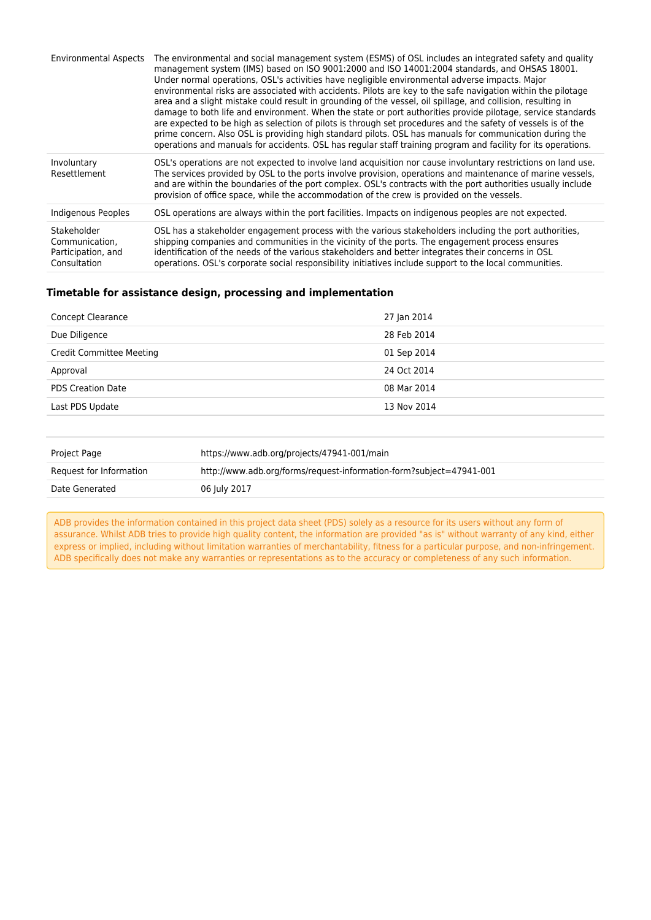| | |
|---|---|
| Environmental Aspects | The environmental and social management system (ESMS) of OSL includes an integrated safety and quality management system (IMS) based on ISO 9001:2000 and ISO 14001:2004 standards, and OHSAS 18001. Under normal operations, OSL's activities have negligible environmental adverse impacts. Major environmental risks are associated with accidents. Pilots are key to the safe navigation within the pilotage area and a slight mistake could result in grounding of the vessel, oil spillage, and collision, resulting in damage to both life and environment. When the state or port authorities provide pilotage, service standards are expected to be high as selection of pilots is through set procedures and the safety of vessels is of the prime concern. Also OSL is providing high standard pilots. OSL has manuals for communication during the operations and manuals for accidents. OSL has regular staff training program and facility for its operations. |
| Involuntary Resettlement | OSL's operations are not expected to involve land acquisition nor cause involuntary restrictions on land use. The services provided by OSL to the ports involve provision, operations and maintenance of marine vessels, and are within the boundaries of the port complex. OSL's contracts with the port authorities usually include provision of office space, while the accommodation of the crew is provided on the vessels. |
| Indigenous Peoples | OSL operations are always within the port facilities. Impacts on indigenous peoples are not expected. |
| Stakeholder Communication, Participation, and Consultation | OSL has a stakeholder engagement process with the various stakeholders including the port authorities, shipping companies and communities in the vicinity of the ports. The engagement process ensures identification of the needs of the various stakeholders and better integrates their concerns in OSL operations. OSL's corporate social responsibility initiatives include support to the local communities. |

### Timetable for assistance design, processing and implementation

| | |
|---|---|
| Concept Clearance | 27 Jan 2014 |
| Due Diligence | 28 Feb 2014 |
| Credit Committee Meeting | 01 Sep 2014 |
| Approval | 24 Oct 2014 |
| PDS Creation Date | 08 Mar 2014 |
| Last PDS Update | 13 Nov 2014 |

| | |
|---|---|
| Project Page | https://www.adb.org/projects/47941-001/main |
| Request for Information | http://www.adb.org/forms/request-information-form?subject=47941-001 |
| Date Generated | 06 July 2017 |

ADB provides the information contained in this project data sheet (PDS) solely as a resource for its users without any form of assurance. Whilst ADB tries to provide high quality content, the information are provided "as is" without warranty of any kind, either express or implied, including without limitation warranties of merchantability, fitness for a particular purpose, and non-infringement. ADB specifically does not make any warranties or representations as to the accuracy or completeness of any such information.